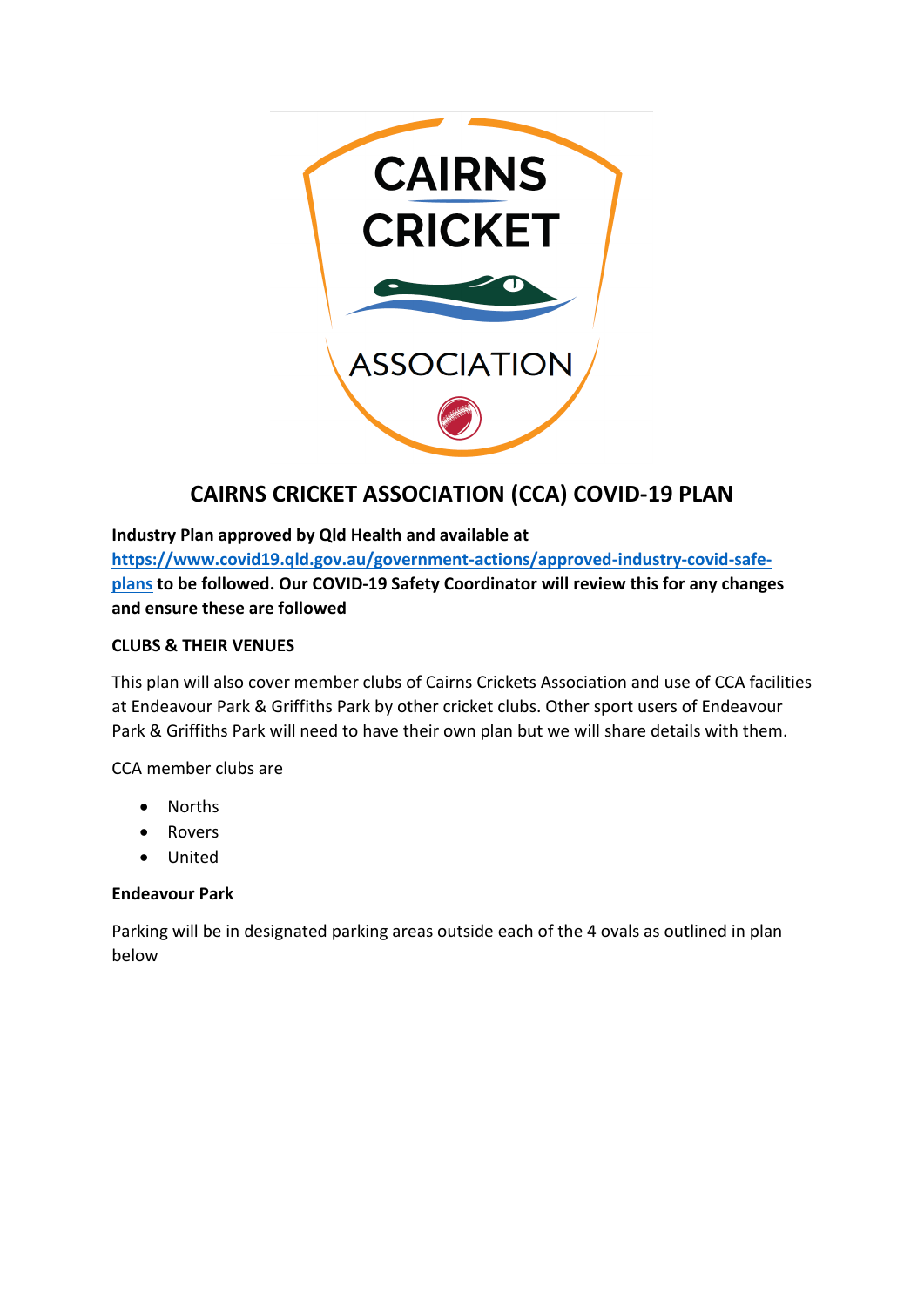# CAIRNS CRICKET ASSOCIATION (CCA) COVID-19 PLAN

**Industry Plan approved by Qld Health and available at [https://www.covid19.qld.gov.au/government-actions/approved-industry-covid-safe-plans](https://www.covid19.qld.gov.au/government-actions/approved-industry-covid-safe-plans) to be followed. Our COVID-19 Safety Coordinator will review this for any changes and ensure these are followed**

**CLUBS & THEIR VENUES**

This plan will also cover member clubs of Cairns Crickets Association and use of CCA facilities at Endeavour Park & Griffiths Park by other cricket clubs. Other sport users of Endeavour Park & Griffiths Park will need to have their own plan but we will share details with them.

CCA member clubs are

- Norths
- Rovers
- United

**Endeavour Park**

Parking will be in designated parking areas outside each of the 4 ovals as outlined in plan below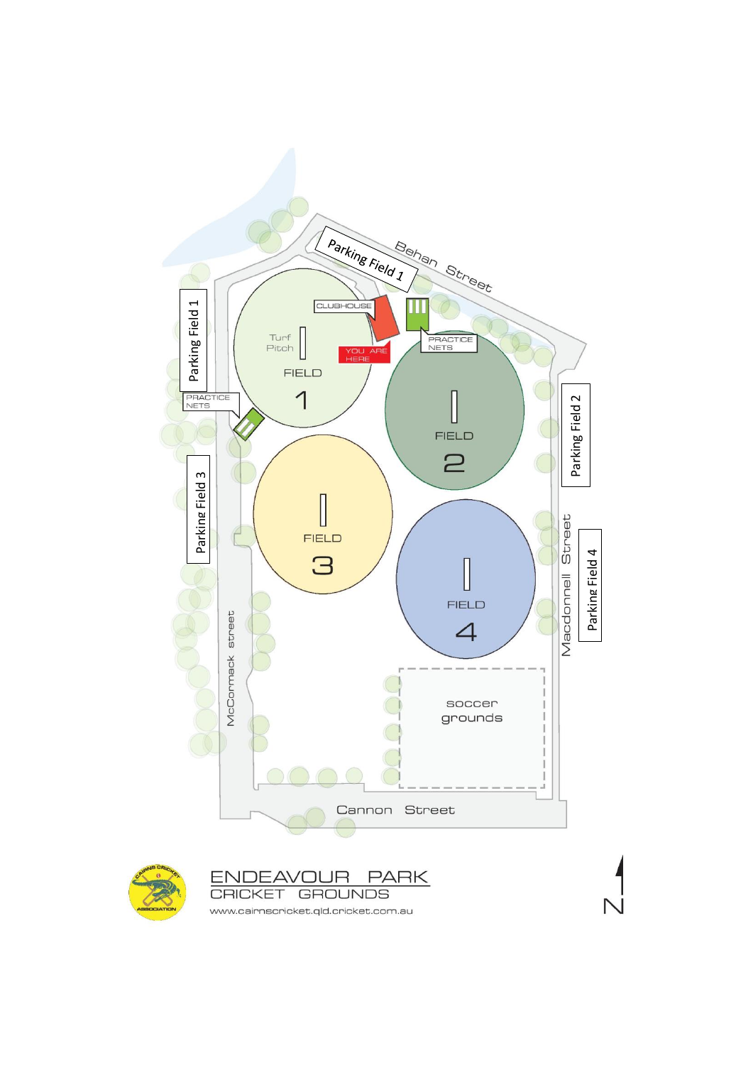Parking Field 1

Behan Street

CLUBHOUSE

Turf Pitch

FIELD 1

YOU ARE HERE

PRACTICE NETS

Parking Field 1

PRACTICE NETS

FIELD 2

Parking Field 2

Parking Field 3

FIELD 3

FIELD 4

Macdonnell Street

Parking Field 4

McCormack street

soccer grounds

Cannon Street

# ENDEAVOUR PARK

## CRICKET GROUNDS

www.cairnscricket.qld.cricket.com.au

N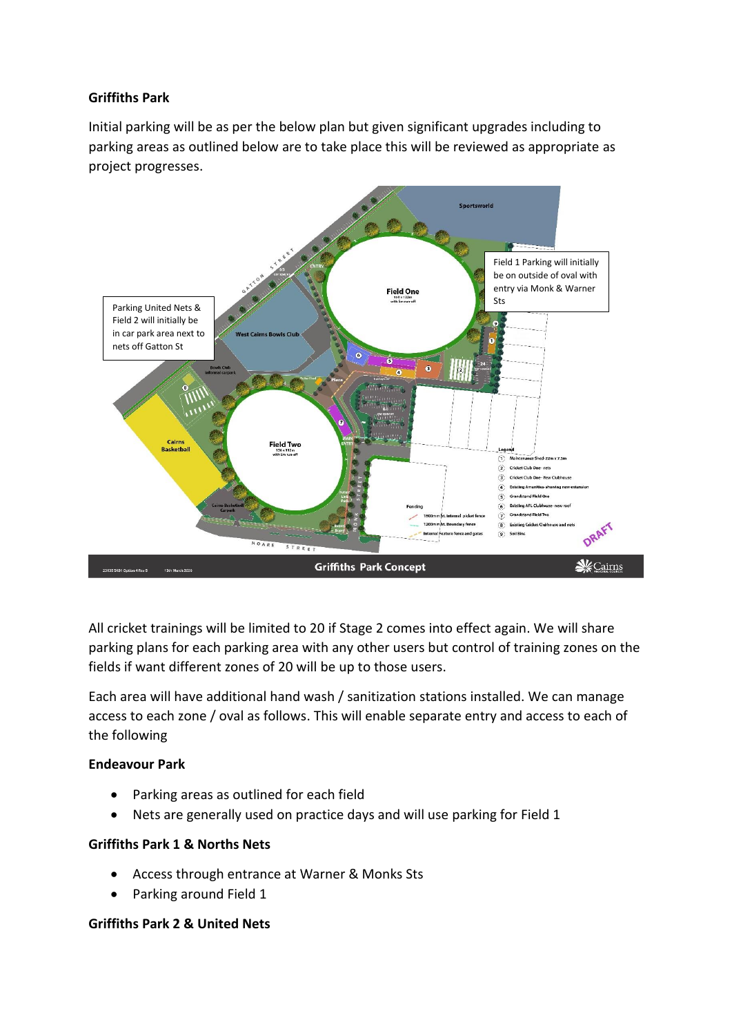**Griffiths Park**

Initial parking will be as per the below plan but given significant upgrades including to parking areas as outlined below are to take place this will be reviewed as appropriate as project progresses.

Field 1 Parking will initially be on outside of oval with entry via Monk & Warner Sts

Parking United Nets & Field 2 will initially be in car park area next to nets off Gatton St

All cricket trainings will be limited to 20 if Stage 2 comes into effect again. We will share parking plans for each parking area with any other users but control of training zones on the fields if want different zones of 20 will be up to those users.

Each area will have additional hand wash / sanitization stations installed. We can manage access to each zone / oval as follows. This will enable separate entry and access to each of the following

**Endeavour Park**

- Parking areas as outlined for each field
- Nets are generally used on practice days and will use parking for Field 1

**Griffiths Park 1 & Norths Nets**

- Access through entrance at Warner & Monks Sts
- Parking around Field 1

**Griffiths Park 2 & United Nets**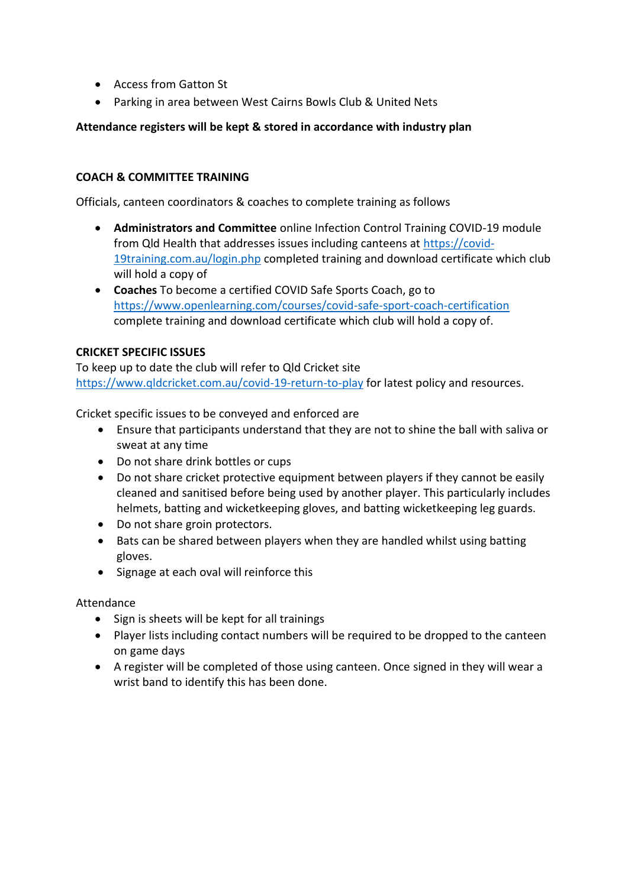- Access from Gatton St
- Parking in area between West Cairns Bowls Club & United Nets

**Attendance registers will be kept & stored in accordance with industry plan**

**COACH & COMMITTEE TRAINING**

Officials, canteen coordinators & coaches to complete training as follows

- **Administrators and Committee** online Infection Control Training COVID-19 module from Qld Health that addresses issues including canteens at https://covid-19training.com.au/login.php completed training and download certificate which club will hold a copy of
- **Coaches** To become a certified COVID Safe Sports Coach, go to https://www.openlearning.com/courses/covid-safe-sport-coach-certification complete training and download certificate which club will hold a copy of.

**CRICKET SPECIFIC ISSUES**

To keep up to date the club will refer to Qld Cricket site https://www.qldcricket.com.au/covid-19-return-to-play for latest policy and resources.

Cricket specific issues to be conveyed and enforced are

- Ensure that participants understand that they are not to shine the ball with saliva or sweat at any time
- Do not share drink bottles or cups
- Do not share cricket protective equipment between players if they cannot be easily cleaned and sanitised before being used by another player. This particularly includes helmets, batting and wicketkeeping gloves, and batting wicketkeeping leg guards.
- Do not share groin protectors.
- Bats can be shared between players when they are handled whilst using batting gloves.
- Signage at each oval will reinforce this

Attendance

- Sign is sheets will be kept for all trainings
- Player lists including contact numbers will be required to be dropped to the canteen on game days
- A register will be completed of those using canteen. Once signed in they will wear a wrist band to identify this has been done.